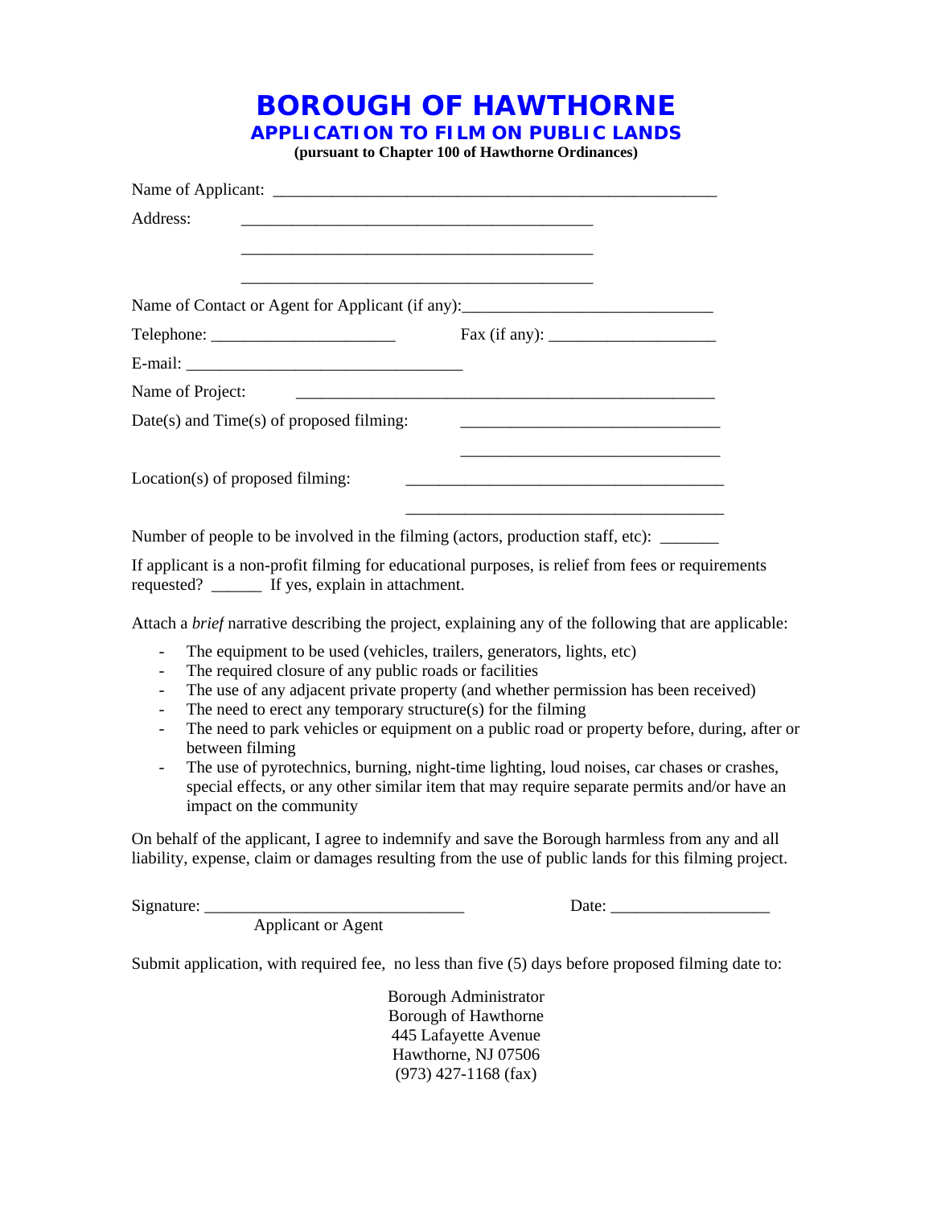# BOROUGH OF HAWTHORNE

## APPLICATION TO FILM ON PUBLIC LANDS

**(pursuant to Chapter 100 of Hawthorne Ordinances)**

Name of Applicant: ______________________________________________________

Address: ___________________________________________

___________________________________________

___________________________________________

Name of Contact or Agent for Applicant (if any):_____________________________

Telephone: ______________________ Fax (if any): ____________________

E-mail: _________________________________

Name of Project: ___________________________________________________

Date(s) and Time(s) of proposed filming: _______________________________

_______________________________

Location(s) of proposed filming: ______________________________________

______________________________________

Number of people to be involved in the filming (actors, production staff, etc): _______

If applicant is a non-profit filming for educational purposes, is relief from fees or requirements requested? ______ If yes, explain in attachment.

Attach a *brief* narrative describing the project, explaining any of the following that are applicable:

- The equipment to be used (vehicles, trailers, generators, lights, etc)
- The required closure of any public roads or facilities
- The use of any adjacent private property (and whether permission has been received)
- The need to erect any temporary structure(s) for the filming
- The need to park vehicles or equipment on a public road or property before, during, after or between filming
- The use of pyrotechnics, burning, night-time lighting, loud noises, car chases or crashes, special effects, or any other similar item that may require separate permits and/or have an impact on the community

On behalf of the applicant, I agree to indemnify and save the Borough harmless from any and all liability, expense, claim or damages resulting from the use of public lands for this filming project.

Signature: _______________________________ Date: ___________________

Applicant or Agent

Submit application, with required fee, no less than five (5) days before proposed filming date to:

Borough Administrator
Borough of Hawthorne
445 Lafayette Avenue
Hawthorne, NJ 07506
(973) 427-1168 (fax)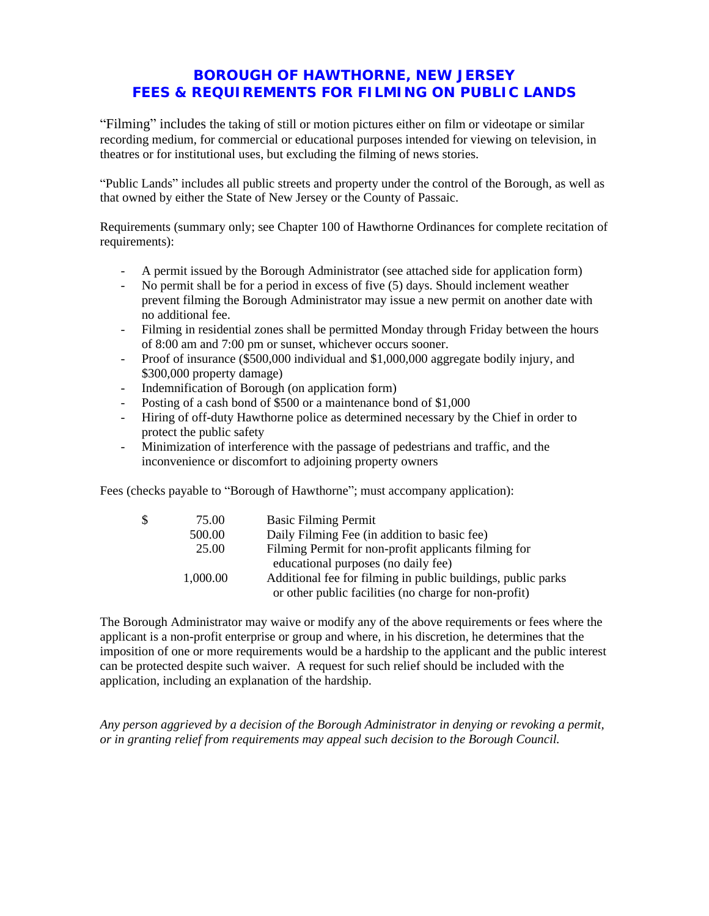# BOROUGH OF HAWTHORNE, NEW JERSEY
# FEES & REQUIREMENTS FOR FILMING ON PUBLIC LANDS

"Filming" includes the taking of still or motion pictures either on film or videotape or similar recording medium, for commercial or educational purposes intended for viewing on television, in theatres or for institutional uses, but excluding the filming of news stories.

"Public Lands" includes all public streets and property under the control of the Borough, as well as that owned by either the State of New Jersey or the County of Passaic.

Requirements (summary only; see Chapter 100 of Hawthorne Ordinances for complete recitation of requirements):

- A permit issued by the Borough Administrator (see attached side for application form)
- No permit shall be for a period in excess of five (5) days. Should inclement weather prevent filming the Borough Administrator may issue a new permit on another date with no additional fee.
- Filming in residential zones shall be permitted Monday through Friday between the hours of 8:00 am and 7:00 pm or sunset, whichever occurs sooner.
- Proof of insurance ($500,000 individual and $1,000,000 aggregate bodily injury, and $300,000 property damage)
- Indemnification of Borough (on application form)
- Posting of a cash bond of $500 or a maintenance bond of $1,000
- Hiring of off-duty Hawthorne police as determined necessary by the Chief in order to protect the public safety
- Minimization of interference with the passage of pedestrians and traffic, and the inconvenience or discomfort to adjoining property owners

Fees (checks payable to "Borough of Hawthorne"; must accompany application):

| | | |
|---|---|---|
| $ | 75.00 | Basic Filming Permit |
| | 500.00 | Daily Filming Fee (in addition to basic fee) |
| | 25.00 | Filming Permit for non-profit applicants filming for educational purposes (no daily fee) |
| | 1,000.00 | Additional fee for filming in public buildings, public parks or other public facilities (no charge for non-profit) |

The Borough Administrator may waive or modify any of the above requirements or fees where the applicant is a non-profit enterprise or group and where, in his discretion, he determines that the imposition of one or more requirements would be a hardship to the applicant and the public interest can be protected despite such waiver. A request for such relief should be included with the application, including an explanation of the hardship.

*Any person aggrieved by a decision of the Borough Administrator in denying or revoking a permit, or in granting relief from requirements may appeal such decision to the Borough Council.*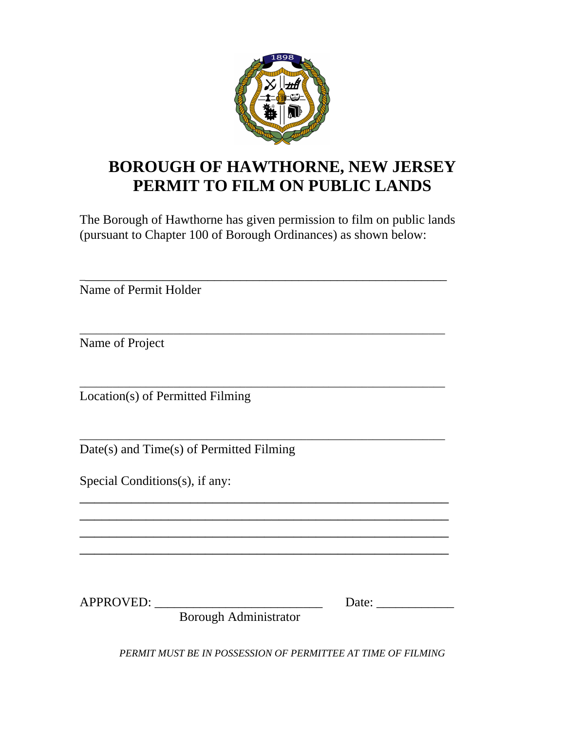# BOROUGH OF HAWTHORNE, NEW JERSEY
# PERMIT TO FILM ON PUBLIC LANDS

The Borough of Hawthorne has given permission to film on public lands (pursuant to Chapter 100 of Borough Ordinances) as shown below:

______________________________________________________________

Name of Permit Holder

______________________________________________________________

Name of Project

______________________________________________________________

Location(s) of Permitted Filming

______________________________________________________________

Date(s) and Time(s) of Permitted Filming

Special Conditions(s), if any:

______________________________________________________________
______________________________________________________________
______________________________________________________________
______________________________________________________________

APPROVED: ___________________________ Date: ____________

Borough Administrator

*PERMIT MUST BE IN POSSESSION OF PERMITTEE AT TIME OF FILMING*